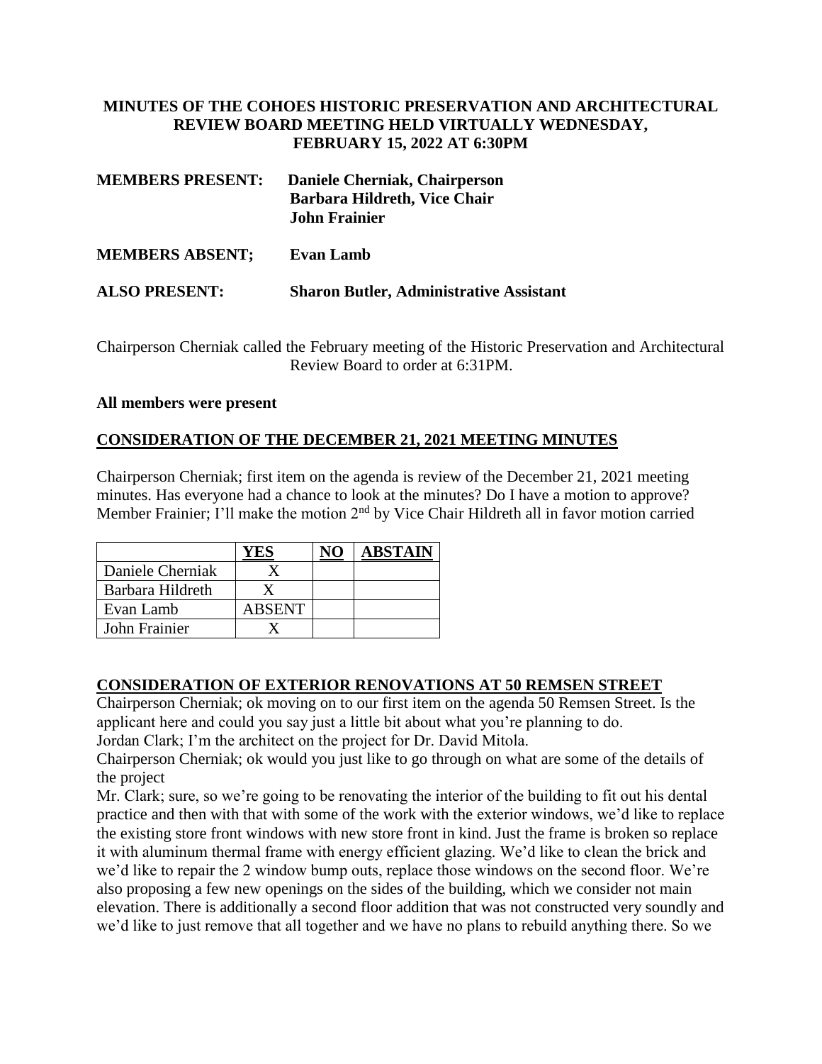# MINUTES OF THE COHOES HISTORIC PRESERVATION AND ARCHITECTURAL REVIEW BOARD MEETING HELD VIRTUALLY WEDNESDAY, FEBRUARY 15, 2022 AT 6:30PM

**MEMBERS PRESENT:** **Daniele Cherniak, Chairperson**
**Barbara Hildreth, Vice Chair**
**John Frainier**

**MEMBERS ABSENT;** **Evan Lamb**

**ALSO PRESENT:** **Sharon Butler, Administrative Assistant**

Chairperson Cherniak called the February meeting of the Historic Preservation and Architectural Review Board to order at 6:31PM.

**All members were present**

## CONSIDERATION OF THE DECEMBER 21, 2021 MEETING MINUTES

Chairperson Cherniak; first item on the agenda is review of the December 21, 2021 meeting minutes. Has everyone had a chance to look at the minutes? Do I have a motion to approve? Member Frainier; I'll make the motion 2nd by Vice Chair Hildreth all in favor motion carried

| | YES | NO | ABSTAIN |
|---|---|---|---|
| Daniele Cherniak | X | | |
| Barbara Hildreth | X | | |
| Evan Lamb | ABSENT | | |
| John Frainier | X | | |

## CONSIDERATION OF EXTERIOR RENOVATIONS AT 50 REMSEN STREET

Chairperson Cherniak; ok moving on to our first item on the agenda 50 Remsen Street. Is the applicant here and could you say just a little bit about what you're planning to do.

Jordan Clark; I'm the architect on the project for Dr. David Mitola.

Chairperson Cherniak; ok would you just like to go through on what are some of the details of the project

Mr. Clark; sure, so we're going to be renovating the interior of the building to fit out his dental practice and then with that with some of the work with the exterior windows, we'd like to replace the existing store front windows with new store front in kind. Just the frame is broken so replace it with aluminum thermal frame with energy efficient glazing. We'd like to clean the brick and we'd like to repair the 2 window bump outs, replace those windows on the second floor. We're also proposing a few new openings on the sides of the building, which we consider not main elevation. There is additionally a second floor addition that was not constructed very soundly and we'd like to just remove that all together and we have no plans to rebuild anything there. So we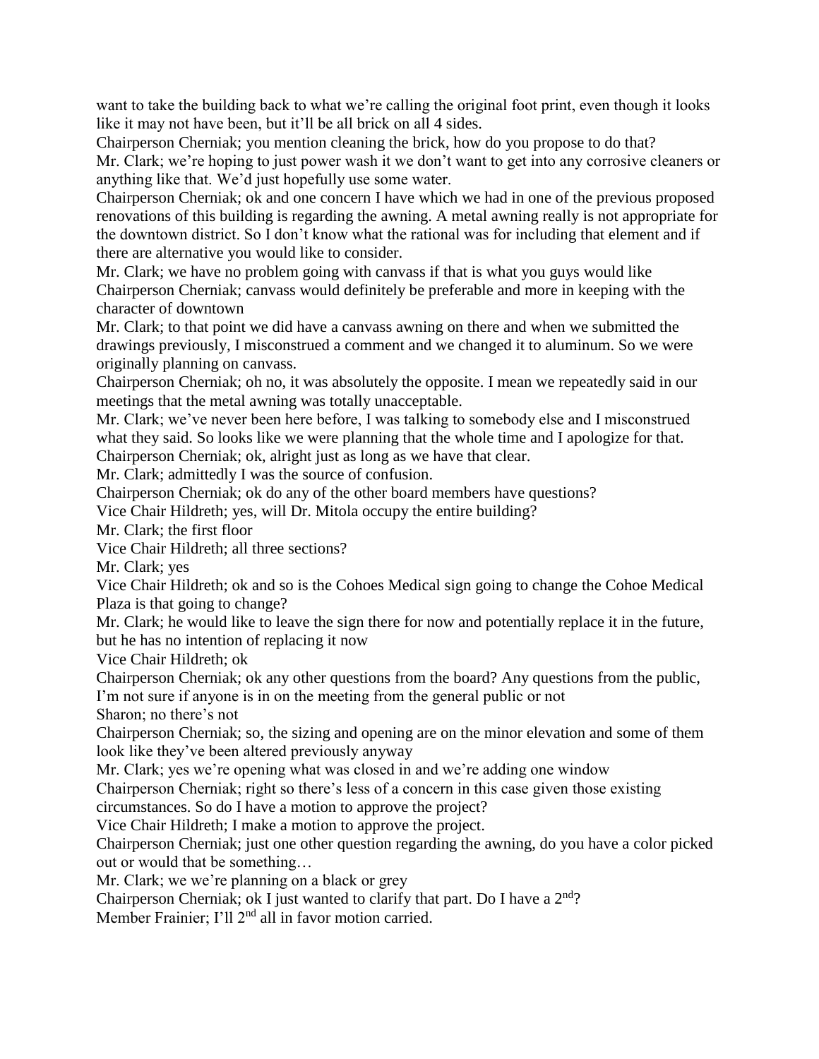want to take the building back to what we're calling the original foot print, even though it looks like it may not have been, but it'll be all brick on all 4 sides.

Chairperson Cherniak; you mention cleaning the brick, how do you propose to do that?

Mr. Clark; we're hoping to just power wash it we don't want to get into any corrosive cleaners or anything like that. We'd just hopefully use some water.

Chairperson Cherniak; ok and one concern I have which we had in one of the previous proposed renovations of this building is regarding the awning. A metal awning really is not appropriate for the downtown district. So I don't know what the rational was for including that element and if there are alternative you would like to consider.

Mr. Clark; we have no problem going with canvass if that is what you guys would like

Chairperson Cherniak; canvass would definitely be preferable and more in keeping with the character of downtown

Mr. Clark; to that point we did have a canvass awning on there and when we submitted the drawings previously, I misconstrued a comment and we changed it to aluminum. So we were originally planning on canvass.

Chairperson Cherniak; oh no, it was absolutely the opposite. I mean we repeatedly said in our meetings that the metal awning was totally unacceptable.

Mr. Clark; we've never been here before, I was talking to somebody else and I misconstrued what they said. So looks like we were planning that the whole time and I apologize for that.

Chairperson Cherniak; ok, alright just as long as we have that clear.

Mr. Clark; admittedly I was the source of confusion.

Chairperson Cherniak; ok do any of the other board members have questions?

Vice Chair Hildreth; yes, will Dr. Mitola occupy the entire building?

Mr. Clark; the first floor

Vice Chair Hildreth; all three sections?

Mr. Clark; yes

Vice Chair Hildreth; ok and so is the Cohoes Medical sign going to change the Cohoe Medical Plaza is that going to change?

Mr. Clark; he would like to leave the sign there for now and potentially replace it in the future, but he has no intention of replacing it now

Vice Chair Hildreth; ok

Chairperson Cherniak; ok any other questions from the board? Any questions from the public, I'm not sure if anyone is in on the meeting from the general public or not

Sharon; no there's not

Chairperson Cherniak; so, the sizing and opening are on the minor elevation and some of them look like they've been altered previously anyway

Mr. Clark; yes we're opening what was closed in and we're adding one window

Chairperson Cherniak; right so there's less of a concern in this case given those existing circumstances. So do I have a motion to approve the project?

Vice Chair Hildreth; I make a motion to approve the project.

Chairperson Cherniak; just one other question regarding the awning, do you have a color picked out or would that be something…

Mr. Clark; we we're planning on a black or grey

Chairperson Cherniak; ok I just wanted to clarify that part. Do I have a 2nd?

Member Frainier; I'll 2nd all in favor motion carried.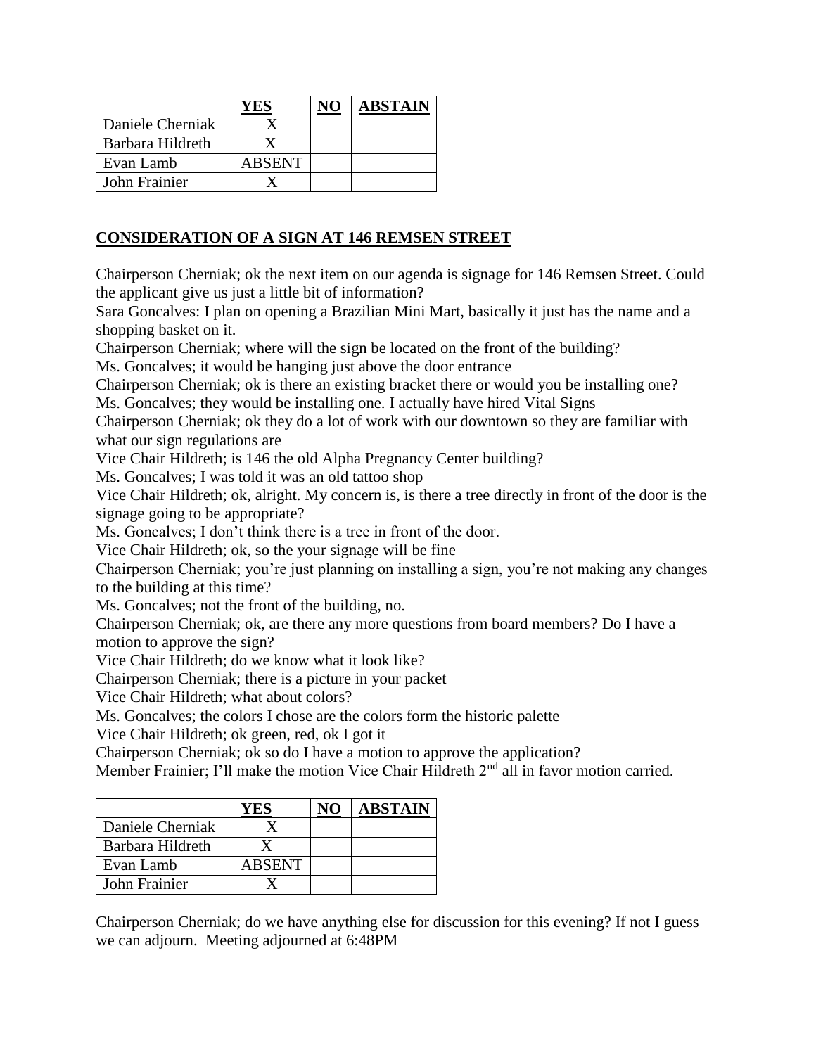| | YES | NO | ABSTAIN |
|---|---|---|---|
| Daniele Cherniak | X | | |
| Barbara Hildreth | X | | |
| Evan Lamb | ABSENT | | |
| John Frainier | X | | |

**CONSIDERATION OF A SIGN AT 146 REMSEN STREET**

Chairperson Cherniak; ok the next item on our agenda is signage for 146 Remsen Street. Could the applicant give us just a little bit of information?

Sara Goncalves: I plan on opening a Brazilian Mini Mart, basically it just has the name and a shopping basket on it.

Chairperson Cherniak; where will the sign be located on the front of the building?

Ms. Goncalves; it would be hanging just above the door entrance

Chairperson Cherniak; ok is there an existing bracket there or would you be installing one?

Ms. Goncalves; they would be installing one. I actually have hired Vital Signs

Chairperson Cherniak; ok they do a lot of work with our downtown so they are familiar with what our sign regulations are

Vice Chair Hildreth; is 146 the old Alpha Pregnancy Center building?

Ms. Goncalves; I was told it was an old tattoo shop

Vice Chair Hildreth; ok, alright. My concern is, is there a tree directly in front of the door is the signage going to be appropriate?

Ms. Goncalves; I don't think there is a tree in front of the door.

Vice Chair Hildreth; ok, so the your signage will be fine

Chairperson Cherniak; you're just planning on installing a sign, you're not making any changes to the building at this time?

Ms. Goncalves; not the front of the building, no.

Chairperson Cherniak; ok, are there any more questions from board members? Do I have a motion to approve the sign?

Vice Chair Hildreth; do we know what it look like?

Chairperson Cherniak; there is a picture in your packet

Vice Chair Hildreth; what about colors?

Ms. Goncalves; the colors I chose are the colors form the historic palette

Vice Chair Hildreth; ok green, red, ok I got it

Chairperson Cherniak; ok so do I have a motion to approve the application?

Member Frainier; I'll make the motion Vice Chair Hildreth 2nd all in favor motion carried.

| | YES | NO | ABSTAIN |
|---|---|---|---|
| Daniele Cherniak | X | | |
| Barbara Hildreth | X | | |
| Evan Lamb | ABSENT | | |
| John Frainier | X | | |

Chairperson Cherniak; do we have anything else for discussion for this evening? If not I guess we can adjourn. Meeting adjourned at 6:48PM